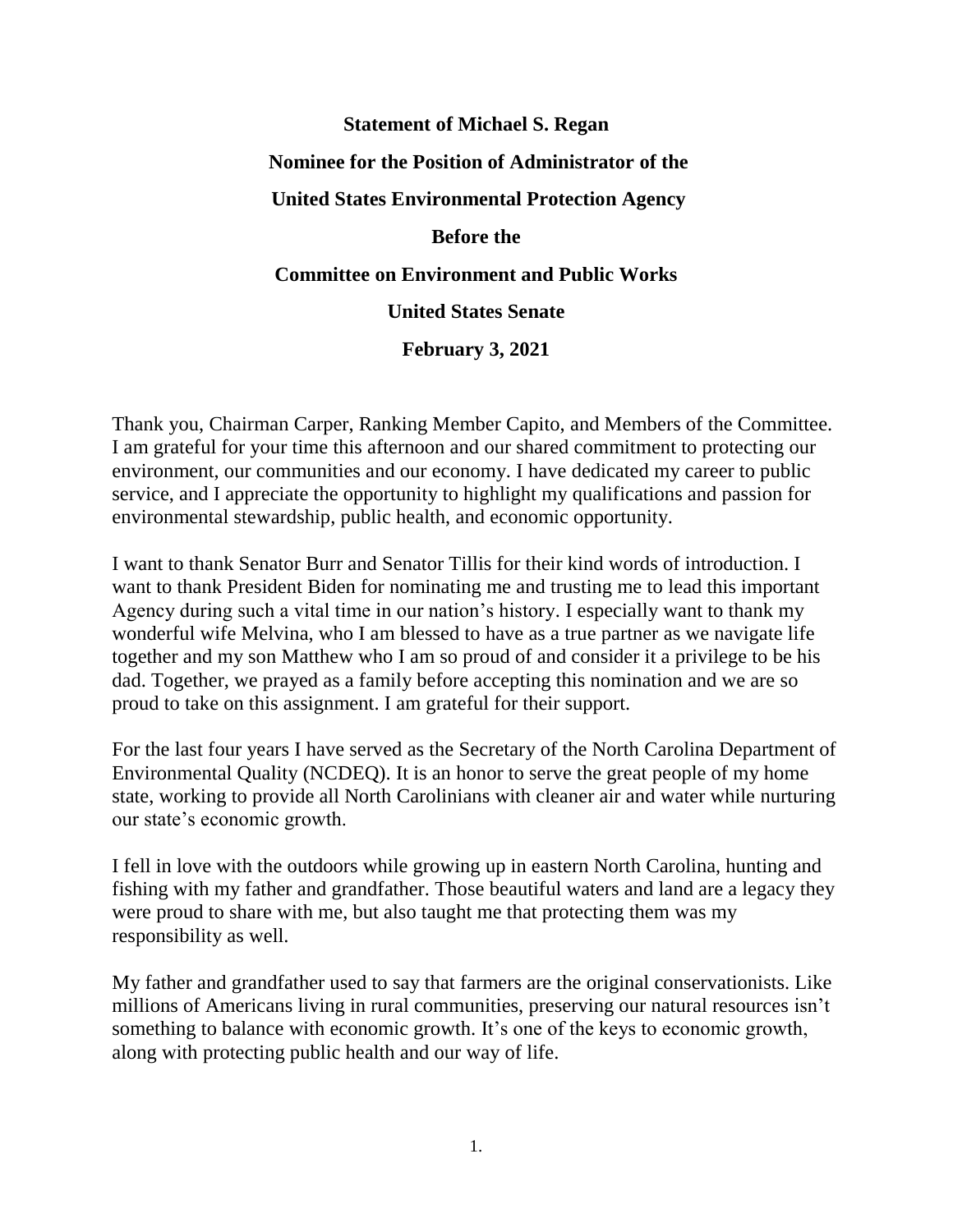**Statement of Michael S. Regan**

**Nominee for the Position of Administrator of the**

**United States Environmental Protection Agency**

**Before the**

**Committee on Environment and Public Works**

**United States Senate**

**February 3, 2021**

Thank you, Chairman Carper, Ranking Member Capito, and Members of the Committee. I am grateful for your time this afternoon and our shared commitment to protecting our environment, our communities and our economy. I have dedicated my career to public service, and I appreciate the opportunity to highlight my qualifications and passion for environmental stewardship, public health, and economic opportunity.

I want to thank Senator Burr and Senator Tillis for their kind words of introduction. I want to thank President Biden for nominating me and trusting me to lead this important Agency during such a vital time in our nation's history. I especially want to thank my wonderful wife Melvina, who I am blessed to have as a true partner as we navigate life together and my son Matthew who I am so proud of and consider it a privilege to be his dad. Together, we prayed as a family before accepting this nomination and we are so proud to take on this assignment. I am grateful for their support.

For the last four years I have served as the Secretary of the North Carolina Department of Environmental Quality (NCDEQ). It is an honor to serve the great people of my home state, working to provide all North Carolinians with cleaner air and water while nurturing our state's economic growth.

I fell in love with the outdoors while growing up in eastern North Carolina, hunting and fishing with my father and grandfather. Those beautiful waters and land are a legacy they were proud to share with me, but also taught me that protecting them was my responsibility as well.

My father and grandfather used to say that farmers are the original conservationists. Like millions of Americans living in rural communities, preserving our natural resources isn't something to balance with economic growth. It's one of the keys to economic growth, along with protecting public health and our way of life.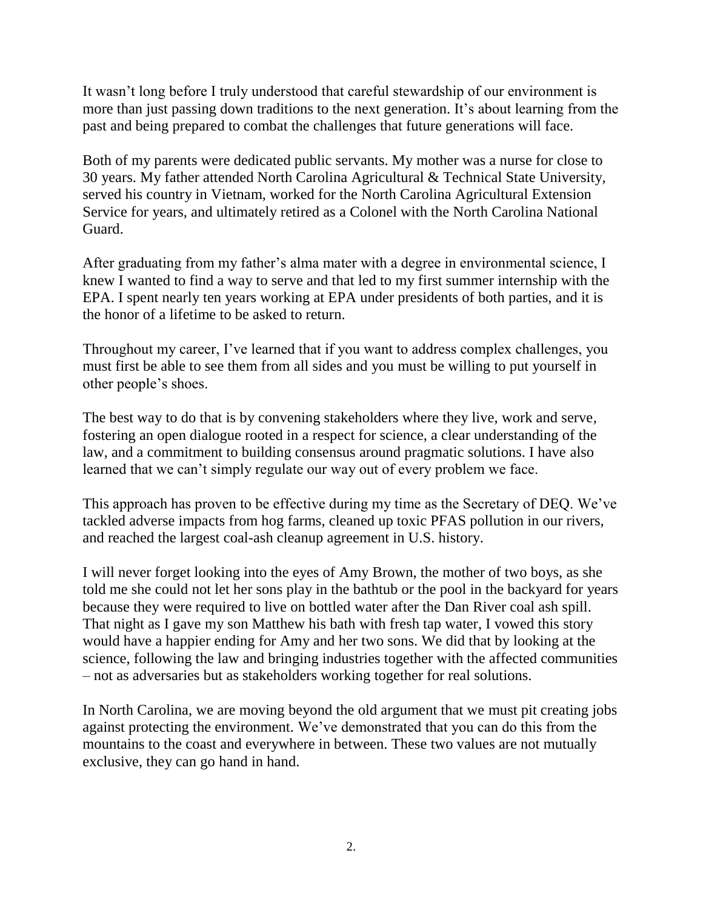It wasn't long before I truly understood that careful stewardship of our environment is more than just passing down traditions to the next generation. It's about learning from the past and being prepared to combat the challenges that future generations will face.

Both of my parents were dedicated public servants. My mother was a nurse for close to 30 years. My father attended North Carolina Agricultural & Technical State University, served his country in Vietnam, worked for the North Carolina Agricultural Extension Service for years, and ultimately retired as a Colonel with the North Carolina National Guard.

After graduating from my father's alma mater with a degree in environmental science, I knew I wanted to find a way to serve and that led to my first summer internship with the EPA. I spent nearly ten years working at EPA under presidents of both parties, and it is the honor of a lifetime to be asked to return.

Throughout my career, I've learned that if you want to address complex challenges, you must first be able to see them from all sides and you must be willing to put yourself in other people's shoes.

The best way to do that is by convening stakeholders where they live, work and serve, fostering an open dialogue rooted in a respect for science, a clear understanding of the law, and a commitment to building consensus around pragmatic solutions. I have also learned that we can't simply regulate our way out of every problem we face.

This approach has proven to be effective during my time as the Secretary of DEQ. We've tackled adverse impacts from hog farms, cleaned up toxic PFAS pollution in our rivers, and reached the largest coal-ash cleanup agreement in U.S. history.

I will never forget looking into the eyes of Amy Brown, the mother of two boys, as she told me she could not let her sons play in the bathtub or the pool in the backyard for years because they were required to live on bottled water after the Dan River coal ash spill. That night as I gave my son Matthew his bath with fresh tap water, I vowed this story would have a happier ending for Amy and her two sons. We did that by looking at the science, following the law and bringing industries together with the affected communities – not as adversaries but as stakeholders working together for real solutions.

In North Carolina, we are moving beyond the old argument that we must pit creating jobs against protecting the environment. We've demonstrated that you can do this from the mountains to the coast and everywhere in between. These two values are not mutually exclusive, they can go hand in hand.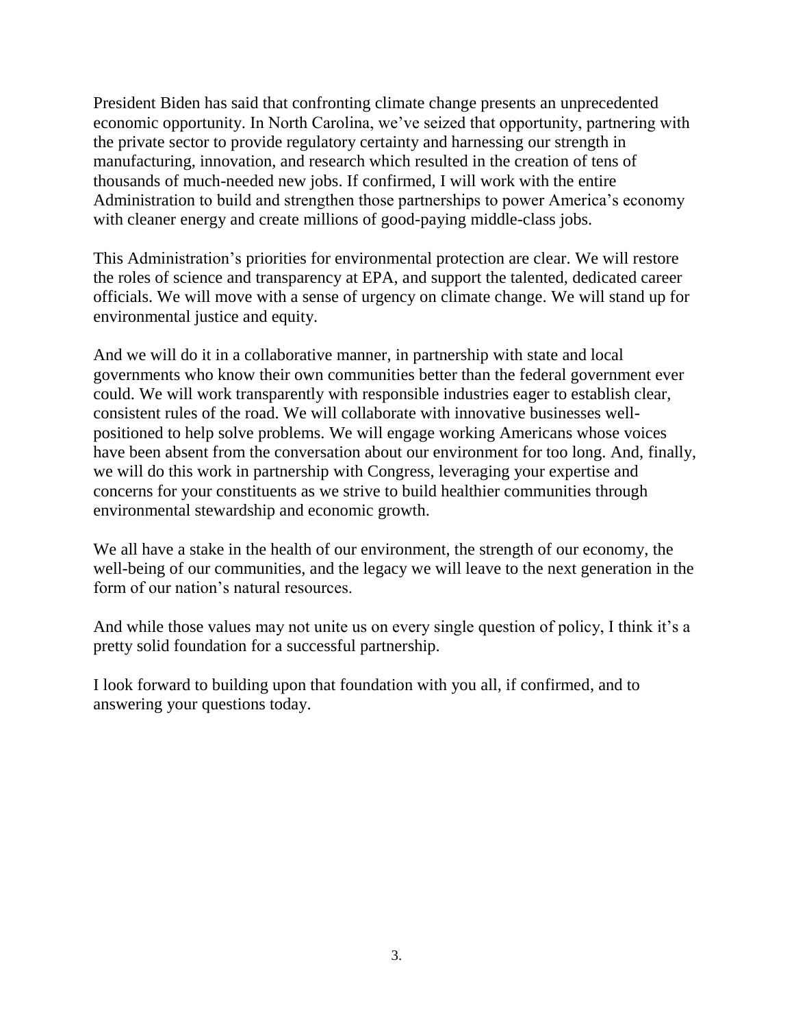President Biden has said that confronting climate change presents an unprecedented economic opportunity. In North Carolina, we've seized that opportunity, partnering with the private sector to provide regulatory certainty and harnessing our strength in manufacturing, innovation, and research which resulted in the creation of tens of thousands of much-needed new jobs. If confirmed, I will work with the entire Administration to build and strengthen those partnerships to power America's economy with cleaner energy and create millions of good-paying middle-class jobs.

This Administration's priorities for environmental protection are clear. We will restore the roles of science and transparency at EPA, and support the talented, dedicated career officials. We will move with a sense of urgency on climate change. We will stand up for environmental justice and equity.

And we will do it in a collaborative manner, in partnership with state and local governments who know their own communities better than the federal government ever could. We will work transparently with responsible industries eager to establish clear, consistent rules of the road. We will collaborate with innovative businesses well-positioned to help solve problems. We will engage working Americans whose voices have been absent from the conversation about our environment for too long. And, finally, we will do this work in partnership with Congress, leveraging your expertise and concerns for your constituents as we strive to build healthier communities through environmental stewardship and economic growth.

We all have a stake in the health of our environment, the strength of our economy, the well-being of our communities, and the legacy we will leave to the next generation in the form of our nation's natural resources.

And while those values may not unite us on every single question of policy, I think it's a pretty solid foundation for a successful partnership.

I look forward to building upon that foundation with you all, if confirmed, and to answering your questions today.